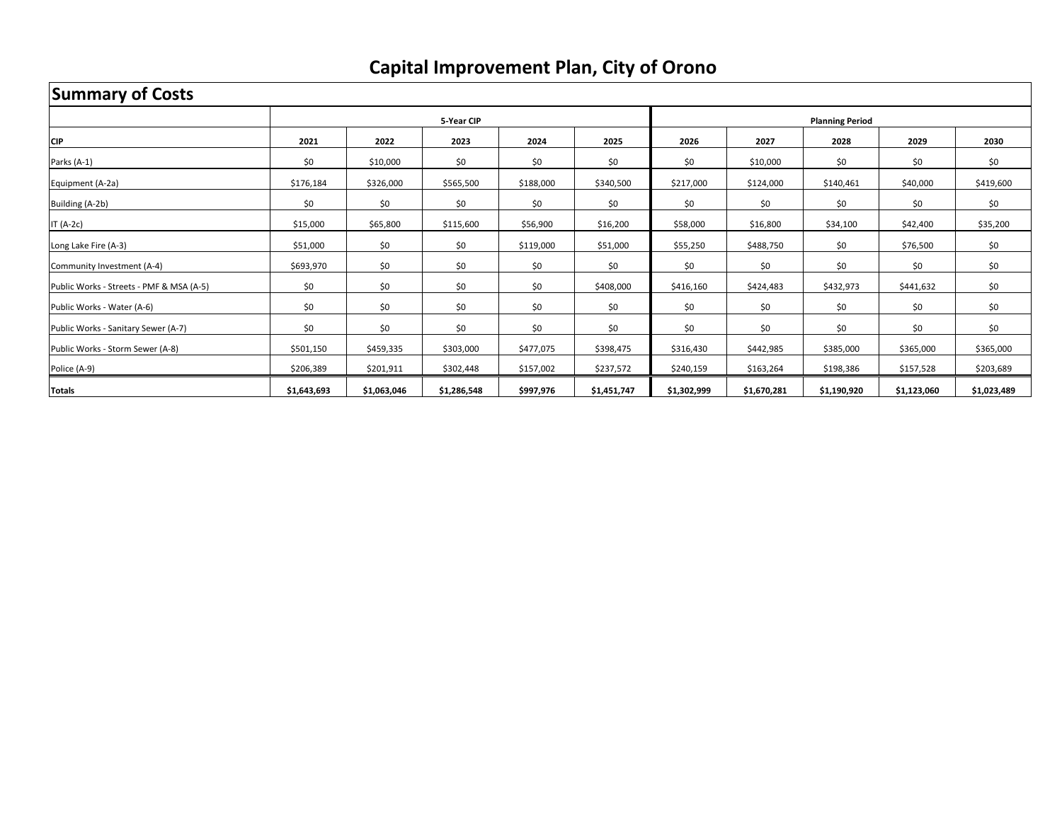# Capital Improvement Plan, City of Orono

## Summary of Costs

| | 5-Year CIP | | | | | Planning Period | | | | |
|---|---|---|---|---|---|---|---|---|---|---|
| **CIP** | **2021** | **2022** | **2023** | **2024** | **2025** | **2026** | **2027** | **2028** | **2029** | **2030** |
| Parks (A-1) | $0 | $10,000 | $0 | $0 | $0 | $0 | $10,000 | $0 | $0 | $0 |
| Equipment (A-2a) | $176,184 | $326,000 | $565,500 | $188,000 | $340,500 | $217,000 | $124,000 | $140,461 | $40,000 | $419,600 |
| Building (A-2b) | $0 | $0 | $0 | $0 | $0 | $0 | $0 | $0 | $0 | $0 |
| IT (A-2c) | $15,000 | $65,800 | $115,600 | $56,900 | $16,200 | $58,000 | $16,800 | $34,100 | $42,400 | $35,200 |
| Long Lake Fire (A-3) | $51,000 | $0 | $0 | $119,000 | $51,000 | $55,250 | $488,750 | $0 | $76,500 | $0 |
| Community Investment (A-4) | $693,970 | $0 | $0 | $0 | $0 | $0 | $0 | $0 | $0 | $0 |
| Public Works - Streets - PMF & MSA (A-5) | $0 | $0 | $0 | $0 | $408,000 | $416,160 | $424,483 | $432,973 | $441,632 | $0 |
| Public Works - Water (A-6) | $0 | $0 | $0 | $0 | $0 | $0 | $0 | $0 | $0 | $0 |
| Public Works - Sanitary Sewer (A-7) | $0 | $0 | $0 | $0 | $0 | $0 | $0 | $0 | $0 | $0 |
| Public Works - Storm Sewer (A-8) | $501,150 | $459,335 | $303,000 | $477,075 | $398,475 | $316,430 | $442,985 | $385,000 | $365,000 | $365,000 |
| Police (A-9) | $206,389 | $201,911 | $302,448 | $157,002 | $237,572 | $240,159 | $163,264 | $198,386 | $157,528 | $203,689 |
| **Totals** | **$1,643,693** | **$1,063,046** | **$1,286,548** | **$997,976** | **$1,451,747** | **$1,302,999** | **$1,670,281** | **$1,190,920** | **$1,123,060** | **$1,023,489** |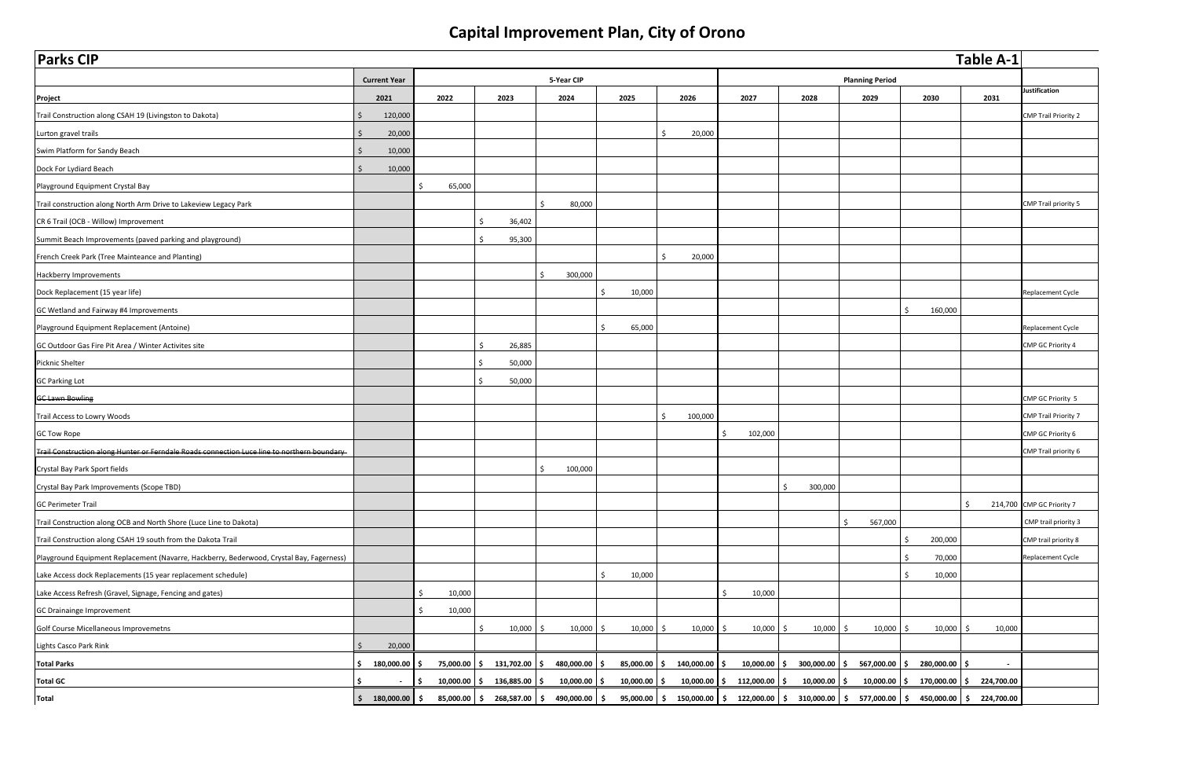# Capital Improvement Plan, City of Orono

## Parks CIP

**Table A-1**

| Project | Current Year 2021 | 2022 | 2023 | 2024 | 2025 | 2026 | 2027 | 2028 | 2029 | 2030 | 2031 | Justification |
|---|---|---|---|---|---|---|---|---|---|---|---|---|
| | | 5-Year CIP | | | | | Planning Period | | | | | |
| Trail Construction along CSAH 19 (Livingston to Dakota) | $ 120,000 | | | | | | | | | | | CMP Trail Priority 2 |
| Lurton gravel trails | $ 20,000 | | | | | $ 20,000 | | | | | | |
| Swim Platform for Sandy Beach | $ 10,000 | | | | | | | | | | | |
| Dock For Lydiard Beach | $ 10,000 | | | | | | | | | | | |
| Playground Equipment Crystal Bay | | $ 65,000 | | | | | | | | | | |
| Trail construction along North Arm Drive to Lakeview Legacy Park | | | | $ 80,000 | | | | | | | | CMP Trail priority 5 |
| CR 6 Trail (OCB - Willow) Improvement | | | $ 36,402 | | | | | | | | | |
| Summit Beach Improvements (paved parking and playground) | | | $ 95,300 | | | | | | | | | |
| French Creek Park (Tree Mainteance and Planting) | | | | | | $ 20,000 | | | | | | |
| Hackberry Improvements | | | | $ 300,000 | | | | | | | | |
| Dock Replacement (15 year life) | | | | | $ 10,000 | | | | | | | Replacement Cycle |
| GC Wetland and Fairway #4 Improvements | | | | | | | | | | $ 160,000 | | |
| Playground Equipment Replacement (Antoine) | | | | | $ 65,000 | | | | | | | Replacement Cycle |
| GC Outdoor Gas Fire Pit Area / Winter Activites site | | | $ 26,885 | | | | | | | | | CMP GC Priority 4 |
| Picknic Shelter | | | $ 50,000 | | | | | | | | | |
| GC Parking Lot | | | $ 50,000 | | | | | | | | | |
| ~~GC Lawn Bowling~~ | | | | | | | | | | | | CMP GC Priority 5 |
| Trail Access to Lowry Woods | | | | | | $ 100,000 | | | | | | CMP Trail Priority 7 |
| GC Tow Rope | | | | | | | $ 102,000 | | | | | CMP GC Priority 6 |
| ~~Trail Construction along Hunter or Ferndale Roads connection Luce line to northern boundary~~ | | | | | | | | | | | | CMP Trail priority 6 |
| Crystal Bay Park Sport fields | | | | $ 100,000 | | | | | | | | |
| Crystal Bay Park Improvements (Scope TBD) | | | | | | | | $ 300,000 | | | | |
| GC Perimeter Trail | | | | | | | | | | | $ 214,700 | CMP GC Priority 7 |
| Trail Construction along OCB and North Shore (Luce Line to Dakota) | | | | | | | | | $ 567,000 | | | CMP trail priority 3 |
| Trail Construction along CSAH 19 south from the Dakota Trail | | | | | | | | | | $ 200,000 | | CMP trail priority 8 |
| Playground Equipment Replacement (Navarre, Hackberry, Bederwood, Crystal Bay, Fagerness) | | | | | | | | | | $ 70,000 | | Replacement Cycle |
| Lake Access dock Replacements (15 year replacement schedule) | | | | | $ 10,000 | | | | | $ 10,000 | | |
| Lake Access Refresh (Gravel, Signage, Fencing and gates) | | $ 10,000 | | | | | $ 10,000 | | | | | |
| GC Drainainge Improvement | | $ 10,000 | | | | | | | | | | |
| Golf Course Micellaneous Improvemetns | | | $ 10,000 | $ 10,000 | $ 10,000 | $ 10,000 | $ 10,000 | $ 10,000 | $ 10,000 | $ 10,000 | $ 10,000 | |
| Lights Casco Park Rink | $ 20,000 | | | | | | | | | | | |
| **Total Parks** | **$ 180,000.00** | **$ 75,000.00** | **$ 131,702.00** | **$ 480,000.00** | **$ 85,000.00** | **$ 140,000.00** | **$ 10,000.00** | **$ 300,000.00** | **$ 567,000.00** | **$ 280,000.00** | **$ -** | |
| **Total GC** | **$ -** | **$ 10,000.00** | **$ 136,885.00** | **$ 10,000.00** | **$ 10,000.00** | **$ 10,000.00** | **$ 112,000.00** | **$ 10,000.00** | **$ 10,000.00** | **$ 170,000.00** | **$ 224,700.00** | |
| **Total** | **$ 180,000.00** | **$ 85,000.00** | **$ 268,587.00** | **$ 490,000.00** | **$ 95,000.00** | **$ 150,000.00** | **$ 122,000.00** | **$ 310,000.00** | **$ 577,000.00** | **$ 450,000.00** | **$ 224,700.00** | |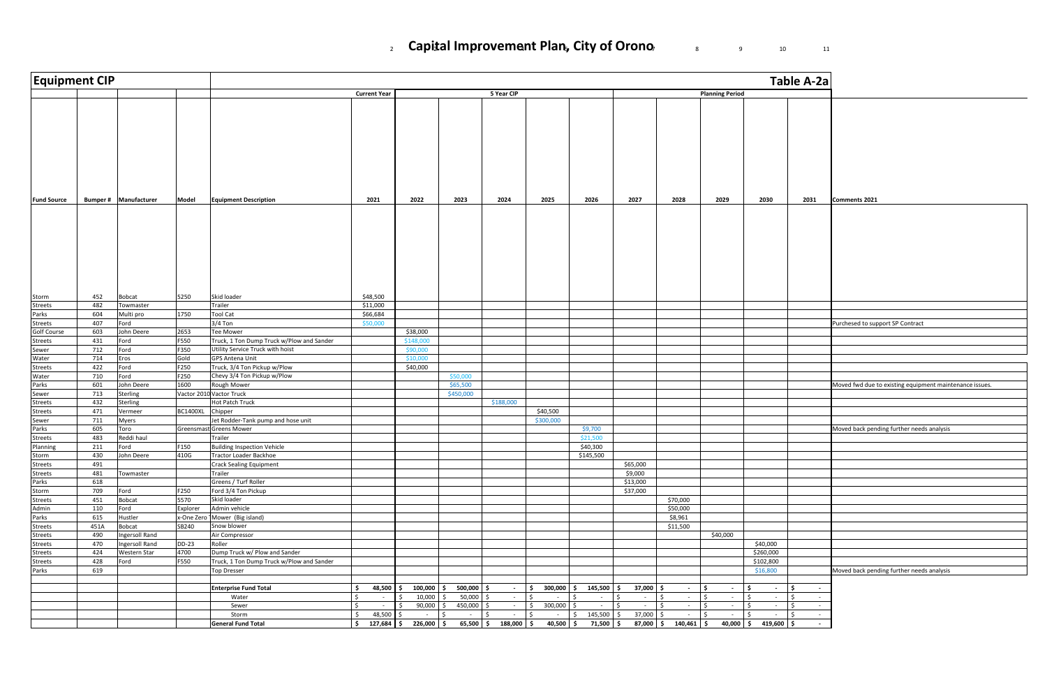# Capital Improvement Plan, City of Orono

## Equipment CIP

**Table A-2a**

| Fund Source | Bumper # | Manufacturer | Model | Equipment Description | Current Year 2021 | 5 Year CIP 2022 | 2023 | 2024 | 2025 | 2026 | Planning Period 2027 | 2028 | 2029 | 2030 | 2031 | Comments 2021 |
|---|---|---|---|---|---|---|---|---|---|---|---|---|---|---|---|---|
| Storm | 452 | Bobcat | 5250 | Skid loader | $48,500 | | | | | | | | | | | |
| Streets | 482 | Towmaster | | Trailer | $11,000 | | | | | | | | | | | |
| Parks | 604 | Multi pro | 1750 | Tool Cat | $66,684 | | | | | | | | | | | |
| Streets | 407 | Ford | | 3/4 Ton | $50,000 | | | | | | | | | | | Purchesed to support SP Contract |
| Golf Course | 603 | John Deere | 2653 | Tee Mower | | $38,000 | | | | | | | | | | |
| Streets | 431 | Ford | F550 | Truck, 1 Ton Dump Truck w/Plow and Sander | | $148,000 | | | | | | | | | | |
| Sewer | 712 | Ford | F350 | Utility Service Truck with hoist | | $90,000 | | | | | | | | | | |
| Water | 714 | Eros | Gold | GPS Antena Unit | | $10,000 | | | | | | | | | | |
| Streets | 422 | Ford | F250 | Truck, 3/4 Ton Pickup w/Plow | | $40,000 | | | | | | | | | | |
| Water | 710 | Ford | F250 | Chevy 3/4 Ton Pickup w/Plow | | | $50,000 | | | | | | | | | |
| Parks | 601 | John Deere | 1600 | Rough Mower | | | $65,500 | | | | | | | | | Moved fwd due to existing equipment maintenance issues. |
| Sewer | 713 | Sterling | Vactor 2010 | Vactor Truck | | | $450,000 | | | | | | | | | |
| Streets | 432 | Sterling | | Hot Patch Truck | | | | $188,000 | | | | | | | | |
| Streets | 471 | Vermeer | BC1400XL | Chipper | | | | | $40,500 | | | | | | | |
| Sewer | 711 | Myers | | Jet Rodder-Tank pump and hose unit | | | | | $300,000 | | | | | | | |
| Parks | 605 | Toro | Greensmast | Greens Mower | | | | | | $9,700 | | | | | | Moved back pending further needs analysis |
| Streets | 483 | Reddi haul | | Trailer | | | | | | $21,500 | | | | | | |
| Planning | 211 | Ford | F150 | Building Inspection Vehicle | | | | | | $40,300 | | | | | | |
| Storm | 430 | John Deere | 410G | Tractor Loader Backhoe | | | | | | $145,500 | | | | | | |
| Streets | 491 | | | Crack Sealing Equipment | | | | | | | $65,000 | | | | | |
| Streets | 481 | Towmaster | | Trailer | | | | | | | $9,000 | | | | | |
| Parks | 618 | | | Greens / Turf Roller | | | | | | | $13,000 | | | | | |
| Storm | 709 | Ford | F250 | Ford 3/4 Ton Pickup | | | | | | | $37,000 | | | | | |
| Streets | 451 | Bobcat | S570 | Skid loader | | | | | | | | $70,000 | | | | |
| Admin | 110 | Ford | Explorer | Admin vehicle | | | | | | | | $50,000 | | | | |
| Parks | 615 | Hustler | x-One Zero | Mower (Big island) | | | | | | | | $8,961 | | | | |
| Streets | 451A | Bobcat | SB240 | Snow blower | | | | | | | | $11,500 | | | | |
| Streets | 490 | Ingersoll Rand | | Air Compressor | | | | | | | | | $40,000 | | | |
| Streets | 470 | Ingersoll Rand | DD-23 | Roller | | | | | | | | | | $40,000 | | |
| Streets | 424 | Western Star | 4700 | Dump Truck w/ Plow and Sander | | | | | | | | | | $260,000 | | |
| Streets | 428 | Ford | F550 | Truck, 1 Ton Dump Truck w/Plow and Sander | | | | | | | | | | $102,800 | | |
| Parks | 619 | | | Top Dresser | | | | | | | | | | $16,800 | | Moved back pending further needs analysis |
| | | | | **Enterprise Fund Total** | **$ 48,500** | **$ 100,000** | **$ 500,000** | **$ -** | **$ 300,000** | **$ 145,500** | **$ 37,000** | **$ -** | **$ -** | **$ -** | **$ -** | |
| | | | | Water | $ - | $ 10,000 | $ 50,000 | $ - | $ - | $ - | $ - | $ - | $ - | $ - | $ - | |
| | | | | Sewer | $ - | $ 90,000 | $ 450,000 | $ - | $ 300,000 | $ - | $ - | $ - | $ - | $ - | $ - | |
| | | | | Storm | $ 48,500 | $ - | $ - | $ - | $ - | $ 145,500 | $ 37,000 | $ - | $ - | $ - | $ - | |
| | | | | **General Fund Total** | **$ 127,684** | **$ 226,000** | **$ 65,500** | **$ 188,000** | **$ 40,500** | **$ 71,500** | **$ 87,000** | **$ 140,461** | **$ 40,000** | **$ 419,600** | **$ -** | |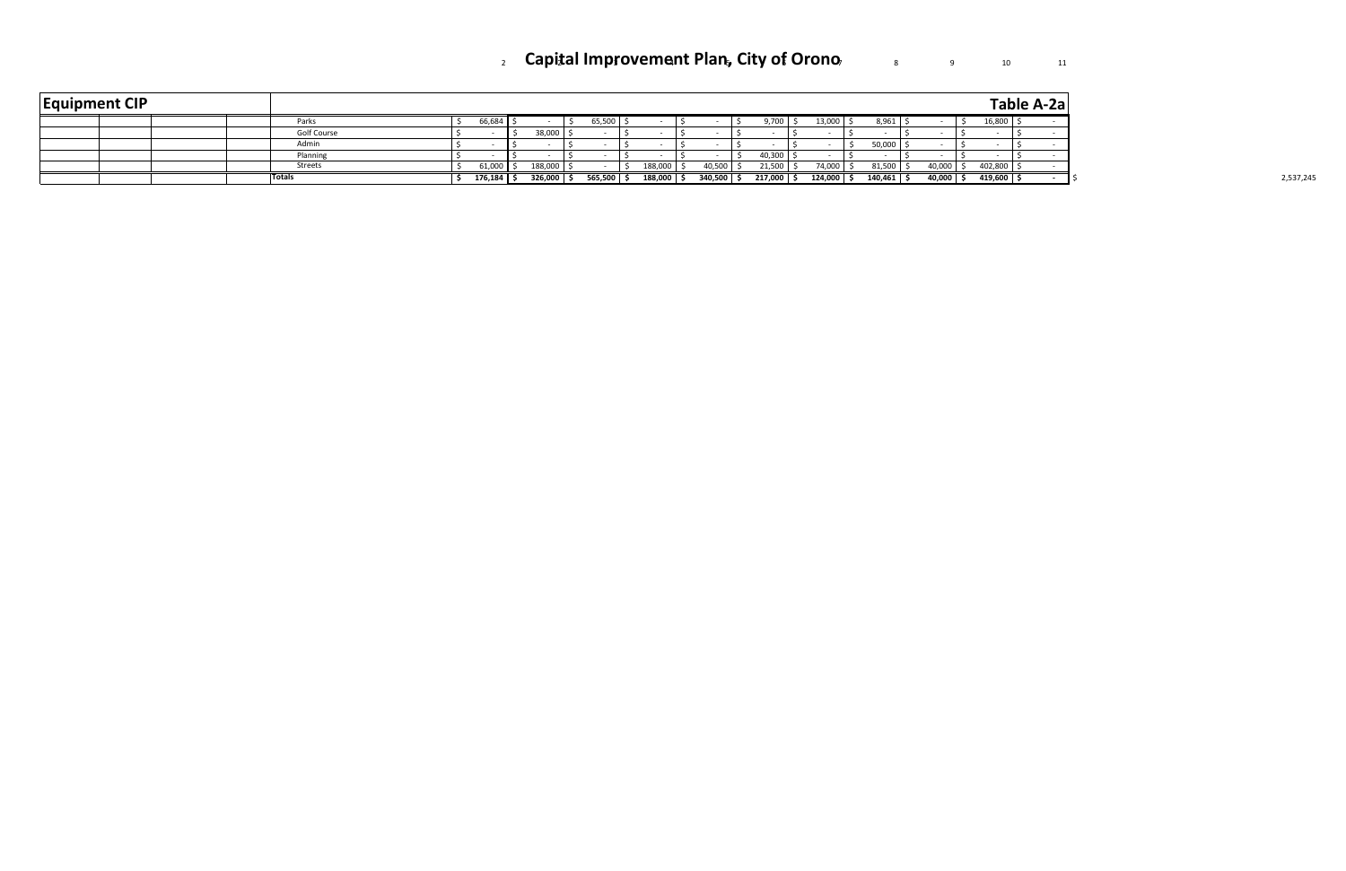# Capital Improvement Plan, City of Orono

2 8 9 10 11

## Equipment CIP

**Table A-2a**

| | | | | | | | | | | | | | |
|---|---|---|---|---|---|---|---|---|---|---|---|---|---|
| Parks | $ 66,684 | $ - | $ 65,500 | $ - | $ - | $ 9,700 | $ 13,000 | $ 8,961 | $ - | $ 16,800 | $ - | | |
| Golf Course | $ - | $ 38,000 | $ - | $ - | $ - | $ - | $ - | $ - | $ - | $ - | $ - | | |
| Admin | $ - | $ - | $ - | $ - | $ - | $ - | $ - | $ 50,000 | $ - | $ - | $ - | | |
| Planning | $ - | $ - | $ - | $ - | $ - | $ 40,300 | $ - | $ - | $ - | $ - | $ - | | |
| Streets | $ 61,000 | $ 188,000 | $ - | $ 188,000 | $ 40,500 | $ 21,500 | $ 74,000 | $ 81,500 | $ 40,000 | $ 402,800 | $ - | | |
| **Totals** | **$ 176,184** | **$ 326,000** | **$ 565,500** | **$ 188,000** | **$ 340,500** | **$ 217,000** | **$ 124,000** | **$ 140,461** | **$ 40,000** | **$ 419,600** | **$ -** | $ | 2,537,245 |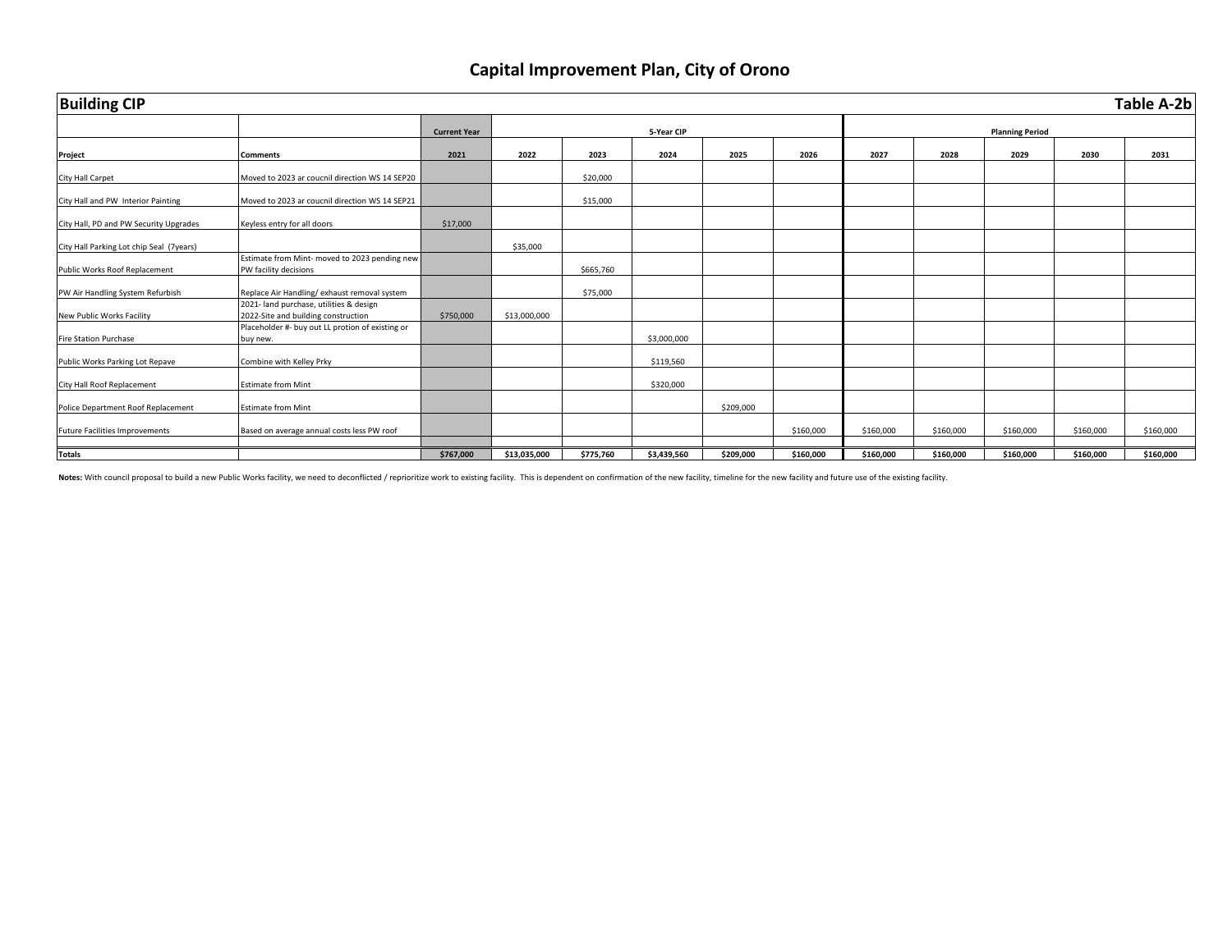# Capital Improvement Plan, City of Orono

## Building CIP — Table A-2b

| | | Current Year | 5-Year CIP | | | | | Planning Period | | | | |
|---|---|---|---|---|---|---|---|---|---|---|---|---|
| **Project** | **Comments** | **2021** | **2022** | **2023** | **2024** | **2025** | **2026** | **2027** | **2028** | **2029** | **2030** | **2031** |
| City Hall Carpet | Moved to 2023 ar coucnil direction WS 14 SEP20 | | | $20,000 | | | | | | | | |
| City Hall and PW Interior Painting | Moved to 2023 ar coucnil direction WS 14 SEP21 | | | $15,000 | | | | | | | | |
| City Hall, PD and PW Security Upgrades | Keyless entry for all doors | $17,000 | | | | | | | | | | |
| City Hall Parking Lot chip Seal (7years) | | | $35,000 | | | | | | | | | |
| Public Works Roof Replacement | Estimate from Mint- moved to 2023 pending new PW facility decisions | | | $665,760 | | | | | | | | |
| PW Air Handling System Refurbish | Replace Air Handling/ exhaust removal system | | | $75,000 | | | | | | | | |
| New Public Works Facility | 2021- land purchase, utilities & design 2022-Site and building construction | $750,000 | $13,000,000 | | | | | | | | | |
| Fire Station Purchase | Placeholder #- buy out LL protion of existing or buy new. | | | | $3,000,000 | | | | | | | |
| Public Works Parking Lot Repave | Combine with Kelley Prky | | | | $119,560 | | | | | | | |
| City Hall Roof Replacement | Estimate from Mint | | | | $320,000 | | | | | | | |
| Police Department Roof Replacement | Estimate from Mint | | | | | $209,000 | | | | | | |
| Future Facilities Improvements | Based on average annual costs less PW roof | | | | | | $160,000 | $160,000 | $160,000 | $160,000 | $160,000 | $160,000 |
| **Totals** | | **$767,000** | **$13,035,000** | **$775,760** | **$3,439,560** | **$209,000** | **$160,000** | **$160,000** | **$160,000** | **$160,000** | **$160,000** | **$160,000** |

**Notes:** With council proposal to build a new Public Works facility, we need to deconflicted / reprioritize work to existing facility. This is dependent on confirmation of the new facility, timeline for the new facility and future use of the existing facility.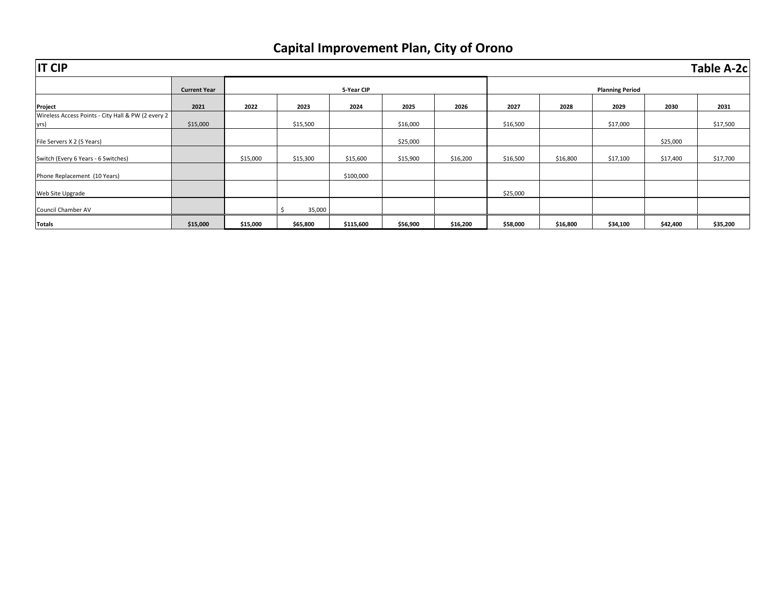# Capital Improvement Plan, City of Orono

## IT CIP — Table A-2c

| | Current Year | 5-Year CIP | | | | | Planning Period | | | | |
|---|---|---|---|---|---|---|---|---|---|---|---|
| **Project** | **2021** | **2022** | **2023** | **2024** | **2025** | **2026** | **2027** | **2028** | **2029** | **2030** | **2031** |
| Wireless Access Points - City Hall & PW (2 every 2 yrs) | $15,000 | | $15,500 | | $16,000 | | $16,500 | | $17,000 | | $17,500 |
| File Servers X 2 (5 Years) | | | | | $25,000 | | | | | $25,000 | |
| Switch (Every 6 Years - 6 Switches) | | $15,000 | $15,300 | $15,600 | $15,900 | $16,200 | $16,500 | $16,800 | $17,100 | $17,400 | $17,700 |
| Phone Replacement (10 Years) | | | | $100,000 | | | | | | | |
| Web Site Upgrade | | | | | | | $25,000 | | | | |
| Council Chamber AV | | | $ 35,000 | | | | | | | | |
| **Totals** | **$15,000** | **$15,000** | **$65,800** | **$115,600** | **$56,900** | **$16,200** | **$58,000** | **$16,800** | **$34,100** | **$42,400** | **$35,200** |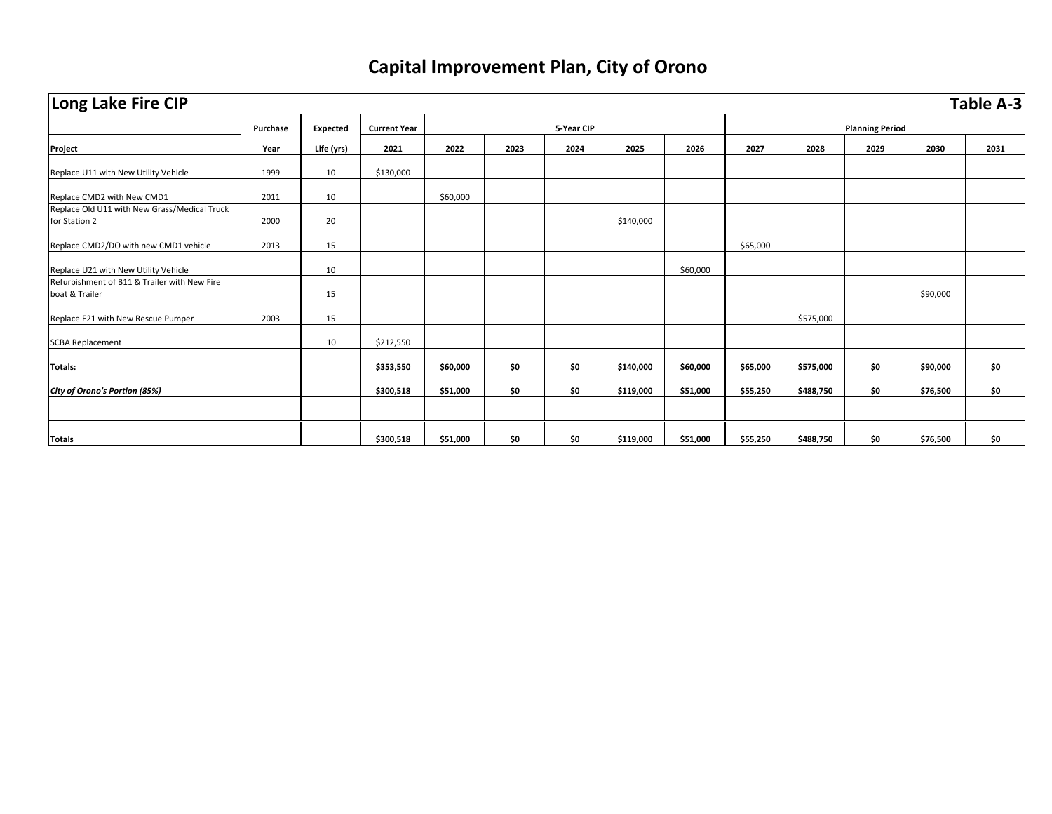# Capital Improvement Plan, City of Orono

| Long Lake Fire CIP | | | | | | | | | | | | | Table A-3 |
|---|---|---|---|---|---|---|---|---|---|---|---|---|---|
| | Purchase | Expected | Current Year | 5-Year CIP | | | | | Planning Period | | | | |
| Project | Year | Life (yrs) | 2021 | 2022 | 2023 | 2024 | 2025 | 2026 | 2027 | 2028 | 2029 | 2030 | 2031 |
| Replace U11 with New Utility Vehicle | 1999 | 10 | $130,000 | | | | | | | | | | |
| Replace CMD2 with New CMD1 | 2011 | 10 | | $60,000 | | | | | | | | | |
| Replace Old U11 with New Grass/Medical Truck for Station 2 | 2000 | 20 | | | | | $140,000 | | | | | | |
| Replace CMD2/DO with new CMD1 vehicle | 2013 | 15 | | | | | | | $65,000 | | | | |
| Replace U21 with New Utility Vehicle | | 10 | | | | | | $60,000 | | | | | |
| Refurbishment of B11 & Trailer with New Fire boat & Trailer | | 15 | | | | | | | | | | $90,000 | |
| Replace E21 with New Rescue Pumper | 2003 | 15 | | | | | | | | $575,000 | | | |
| SCBA Replacement | | 10 | $212,550 | | | | | | | | | | |
| **Totals:** | | | **$353,550** | **$60,000** | **$0** | **$0** | **$140,000** | **$60,000** | **$65,000** | **$575,000** | **$0** | **$90,000** | **$0** |
| ***City of Orono's Portion (85%)*** | | | **$300,518** | **$51,000** | **$0** | **$0** | **$119,000** | **$51,000** | **$55,250** | **$488,750** | **$0** | **$76,500** | **$0** |
| | | | | | | | | | | | | | |
| **Totals** | | | **$300,518** | **$51,000** | **$0** | **$0** | **$119,000** | **$51,000** | **$55,250** | **$488,750** | **$0** | **$76,500** | **$0** |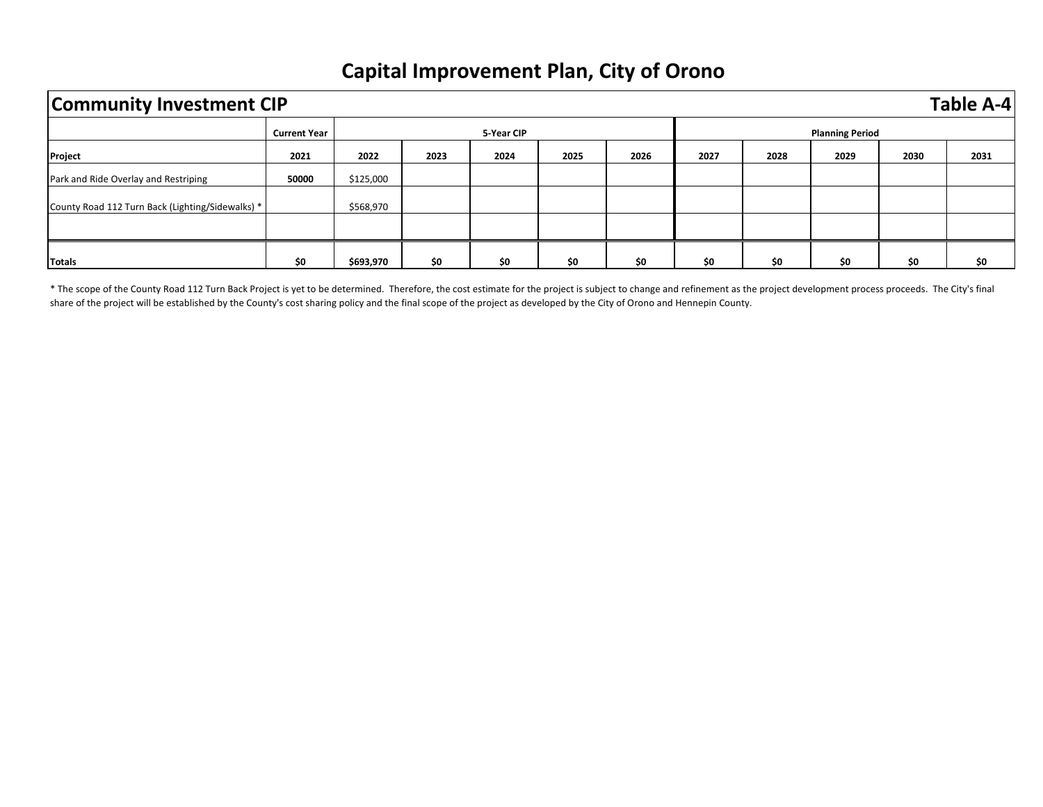# Capital Improvement Plan, City of Orono

## Community Investment CIP — Table A-4

| | Current Year | 5-Year CIP | | | | | Planning Period | | | | |
|---|---|---|---|---|---|---|---|---|---|---|---|
| **Project** | **2021** | **2022** | **2023** | **2024** | **2025** | **2026** | **2027** | **2028** | **2029** | **2030** | **2031** |
| Park and Ride Overlay and Restriping | **50000** | $125,000 | | | | | | | | | |
| County Road 112 Turn Back (Lighting/Sidewalks) * | | $568,970 | | | | | | | | | |
| | | | | | | | | | | | |
| **Totals** | **$0** | **$693,970** | **$0** | **$0** | **$0** | **$0** | **$0** | **$0** | **$0** | **$0** | **$0** |

* The scope of the County Road 112 Turn Back Project is yet to be determined. Therefore, the cost estimate for the project is subject to change and refinement as the project development process proceeds. The City's final share of the project will be established by the County's cost sharing policy and the final scope of the project as developed by the City of Orono and Hennepin County.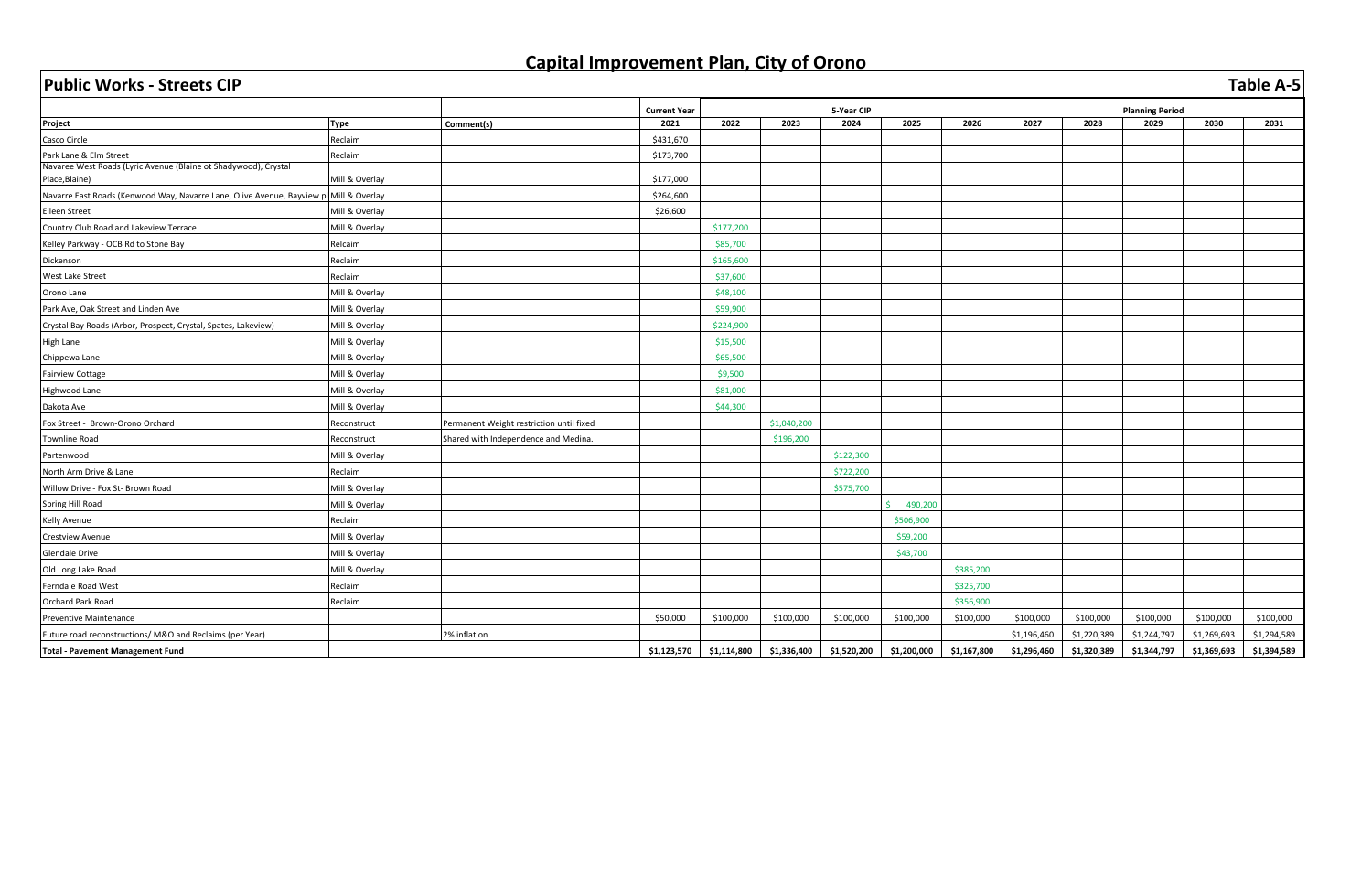# Capital Improvement Plan, City of Orono

## Public Works - Streets CIP

**Table A-5**

| | | | Current Year | 5-Year CIP | | | | | Planning Period | | | | |
|---|---|---|---|---|---|---|---|---|---|---|---|---|---|
| **Project** | **Type** | **Comment(s)** | **2021** | **2022** | **2023** | **2024** | **2025** | **2026** | **2027** | **2028** | **2029** | **2030** | **2031** |
| Casco Circle | Reclaim | | $431,670 | | | | | | | | | | |
| Park Lane & Elm Street | Reclaim | | $173,700 | | | | | | | | | | |
| Navaree West Roads (Lyric Avenue (Blaine ot Shadywood), Crystal Place,Blaine) | Mill & Overlay | | $177,000 | | | | | | | | | | |
| Navarre East Roads (Kenwood Way, Navarre Lane, Olive Avenue, Bayview pl | Mill & Overlay | | $264,600 | | | | | | | | | | |
| Eileen Street | Mill & Overlay | | $26,600 | | | | | | | | | | |
| Country Club Road and Lakeview Terrace | Mill & Overlay | | | $177,200 | | | | | | | | | |
| Kelley Parkway - OCB Rd to Stone Bay | Relcaim | | | $85,700 | | | | | | | | | |
| Dickenson | Reclaim | | | $165,600 | | | | | | | | | |
| West Lake Street | Reclaim | | | $37,600 | | | | | | | | | |
| Orono Lane | Mill & Overlay | | | $48,100 | | | | | | | | | |
| Park Ave, Oak Street and Linden Ave | Mill & Overlay | | | $59,900 | | | | | | | | | |
| Crystal Bay Roads (Arbor, Prospect, Crystal, Spates, Lakeview) | Mill & Overlay | | | $224,900 | | | | | | | | | |
| High Lane | Mill & Overlay | | | $15,500 | | | | | | | | | |
| Chippewa Lane | Mill & Overlay | | | $65,500 | | | | | | | | | |
| Fairview Cottage | Mill & Overlay | | | $9,500 | | | | | | | | | |
| Highwood Lane | Mill & Overlay | | | $81,000 | | | | | | | | | |
| Dakota Ave | Mill & Overlay | | | $44,300 | | | | | | | | | |
| Fox Street - Brown-Orono Orchard | Reconstruct | Permanent Weight restriction until fixed | | | $1,040,200 | | | | | | | | |
| Townline Road | Reconstruct | Shared with Independence and Medina. | | | $196,200 | | | | | | | | |
| Partenwood | Mill & Overlay | | | | | $122,300 | | | | | | | |
| North Arm Drive & Lane | Reclaim | | | | | $722,200 | | | | | | | |
| Willow Drive - Fox St- Brown Road | Mill & Overlay | | | | | $575,700 | | | | | | | |
| Spring Hill Road | Mill & Overlay | | | | | | $ 490,200 | | | | | | |
| Kelly Avenue | Reclaim | | | | | | $506,900 | | | | | | |
| Crestview Avenue | Mill & Overlay | | | | | | $59,200 | | | | | | |
| Glendale Drive | Mill & Overlay | | | | | | $43,700 | | | | | | |
| Old Long Lake Road | Mill & Overlay | | | | | | | $385,200 | | | | | |
| Ferndale Road West | Reclaim | | | | | | | $325,700 | | | | | |
| Orchard Park Road | Reclaim | | | | | | | $356,900 | | | | | |
| Preventive Maintenance | | | $50,000 | $100,000 | $100,000 | $100,000 | $100,000 | $100,000 | $100,000 | $100,000 | $100,000 | $100,000 | $100,000 |
| Future road reconstructions/ M&O and Reclaims (per Year) | | 2% inflation | | | | | | | $1,196,460 | $1,220,389 | $1,244,797 | $1,269,693 | $1,294,589 |
| **Total - Pavement Management Fund** | | | **$1,123,570** | **$1,114,800** | **$1,336,400** | **$1,520,200** | **$1,200,000** | **$1,167,800** | **$1,296,460** | **$1,320,389** | **$1,344,797** | **$1,369,693** | **$1,394,589** |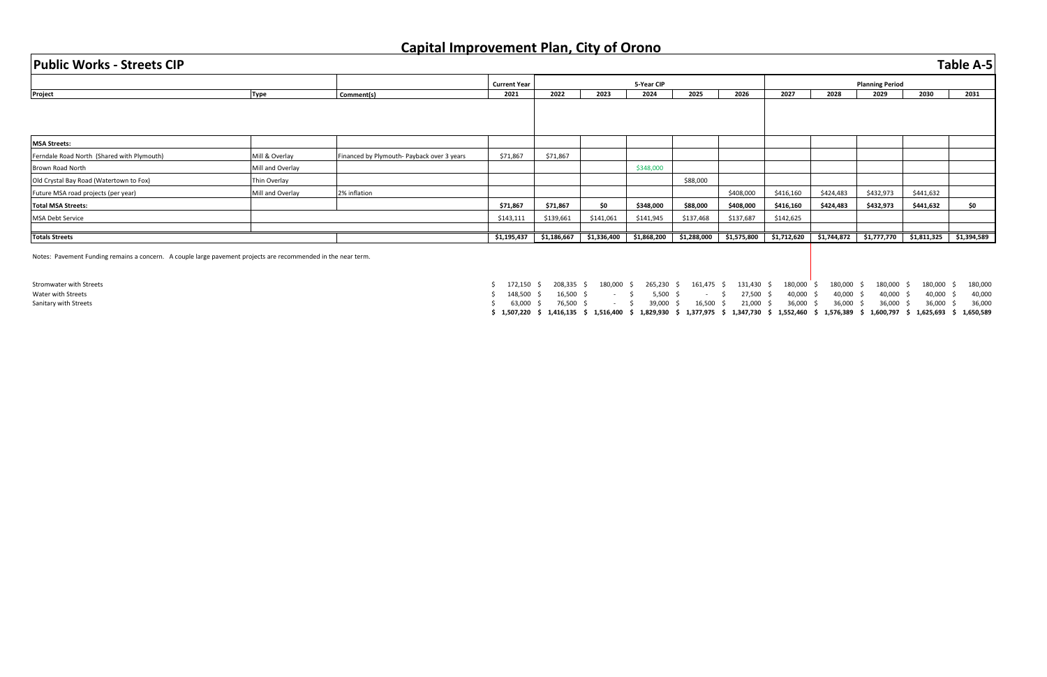# Capital Improvement Plan, City of Orono

## Public Works - Streets CIP

**Table A-5**

| | | | Current Year | 5-Year CIP | | | | | Planning Period | | | | |
|---|---|---|---|---|---|---|---|---|---|---|---|---|---|
| **Project** | **Type** | **Comment(s)** | **2021** | **2022** | **2023** | **2024** | **2025** | **2026** | **2027** | **2028** | **2029** | **2030** | **2031** |
| **MSA Streets:** | | | | | | | | | | | | | |
| Ferndale Road North (Shared with Plymouth) | Mill & Overlay | Financed by Plymouth- Payback over 3 years | $71,867 | $71,867 | | | | | | | | | |
| Brown Road North | Mill and Overlay | | | | | $348,000 | | | | | | | |
| Old Crystal Bay Road (Watertown to Fox) | Thin Overlay | | | | | | $88,000 | | | | | | |
| Future MSA road projects (per year) | Mill and Overlay | 2% inflation | | | | | | $408,000 | $416,160 | $424,483 | $432,973 | $441,632 | |
| **Total MSA Streets:** | | | **$71,867** | **$71,867** | **$0** | **$348,000** | **$88,000** | **$408,000** | **$416,160** | **$424,483** | **$432,973** | **$441,632** | **$0** |
| MSA Debt Service | | | $143,111 | $139,661 | $141,061 | $141,945 | $137,468 | $137,687 | $142,625 | | | | |
| **Totals Streets** | | | **$1,195,437** | **$1,186,667** | **$1,336,400** | **$1,868,200** | **$1,288,000** | **$1,575,800** | **$1,712,620** | **$1,744,872** | **$1,777,770** | **$1,811,325** | **$1,394,589** |

Notes: Pavement Funding remains a concern. A couple large pavement projects are recommended in the near term.

| | 2021 | 2022 | 2023 | 2024 | 2025 | 2026 | 2027 | 2028 | 2029 | 2030 | 2031 |
|---|---|---|---|---|---|---|---|---|---|---|---|
| Stromwater with Streets | $ 172,150 | $ 208,335 | $ 180,000 | $ 265,230 | $ 161,475 | $ 131,430 | $ 180,000 | $ 180,000 | $ 180,000 | $ 180,000 | $ 180,000 |
| Water with Streets | $ 148,500 | $ 16,500 | $ - | $ 5,500 | $ - | $ 27,500 | $ 40,000 | $ 40,000 | $ 40,000 | $ 40,000 | $ 40,000 |
| Sanitary with Streets | $ 63,000 | $ 76,500 | $ - | $ 39,000 | $ 16,500 | $ 21,000 | $ 36,000 | $ 36,000 | $ 36,000 | $ 36,000 | $ 36,000 |
| | **$ 1,507,220** | **$ 1,416,135** | **$ 1,516,400** | **$ 1,829,930** | **$ 1,377,975** | **$ 1,347,730** | **$ 1,552,460** | **$ 1,576,389** | **$ 1,600,797** | **$ 1,625,693** | **$ 1,650,589** |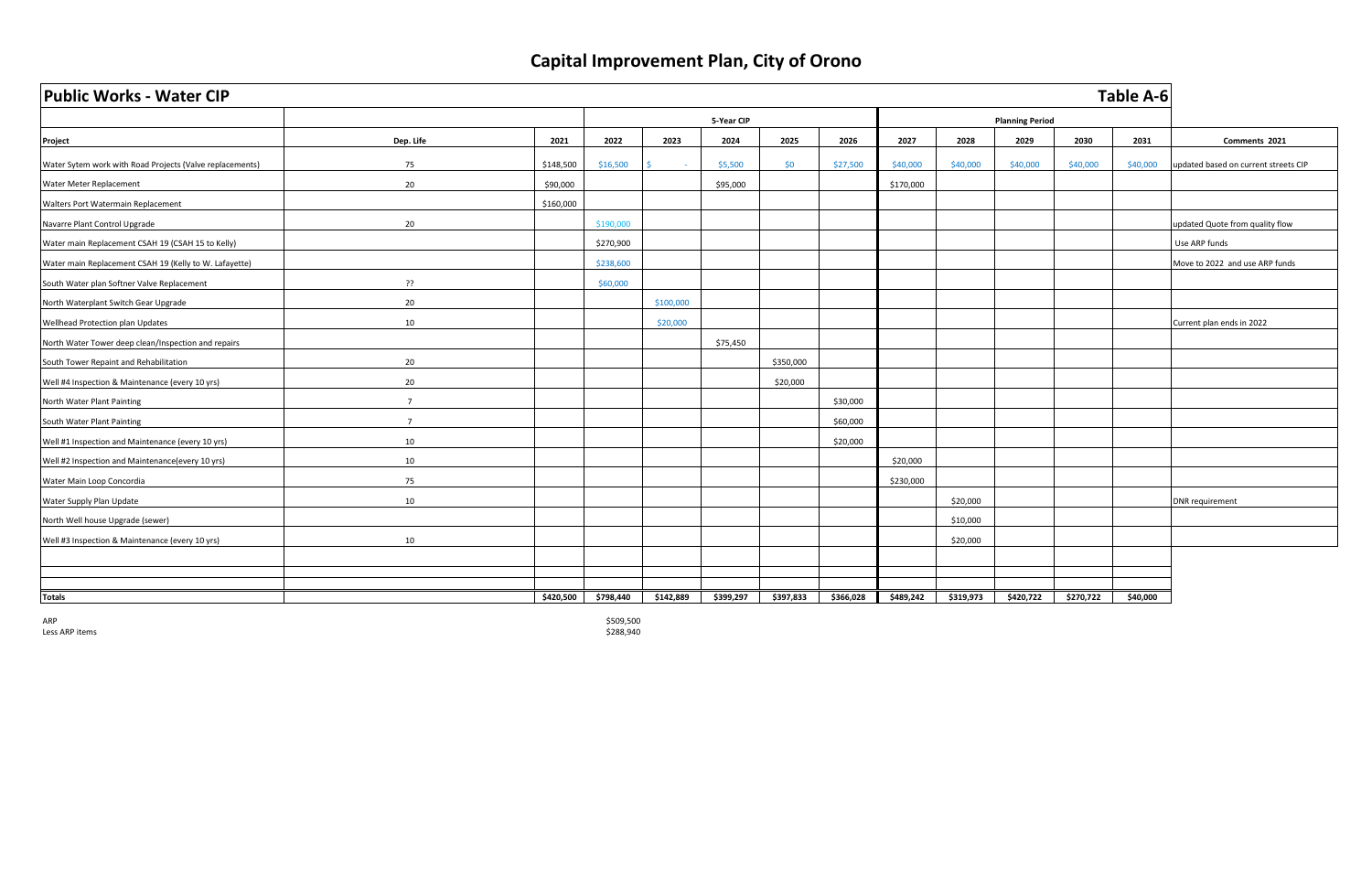# Capital Improvement Plan, City of Orono

## Public Works - Water CIP

**Table A-6**

| | | | 5-Year CIP | | | | | Planning Period | | | | | |
|---|---|---|---|---|---|---|---|---|---|---|---|---|---|
| **Project** | **Dep. Life** | **2021** | **2022** | **2023** | **2024** | **2025** | **2026** | **2027** | **2028** | **2029** | **2030** | **2031** | **Comments 2021** |
| Water Sytem work with Road Projects (Valve replacements) | 75 | $148,500 | $16,500 | $ - | $5,500 | $0 | $27,500 | $40,000 | $40,000 | $40,000 | $40,000 | $40,000 | updated based on current streets CIP |
| Water Meter Replacement | 20 | $90,000 | | | $95,000 | | | $170,000 | | | | | |
| Walters Port Watermain Replacement | | $160,000 | | | | | | | | | | | |
| Navarre Plant Control Upgrade | 20 | | $190,000 | | | | | | | | | | updated Quote from quality flow |
| Water main Replacement CSAH 19 (CSAH 15 to Kelly) | | | $270,900 | | | | | | | | | | Use ARP funds |
| Water main Replacement CSAH 19 (Kelly to W. Lafayette) | | | $238,600 | | | | | | | | | | Move to 2022 and use ARP funds |
| South Water plan Softner Valve Replacement | ?? | | $60,000 | | | | | | | | | | |
| North Waterplant Switch Gear Upgrade | 20 | | | $100,000 | | | | | | | | | |
| Wellhead Protection plan Updates | 10 | | | $20,000 | | | | | | | | | Current plan ends in 2022 |
| North Water Tower deep clean/Inspection and repairs | | | | | $75,450 | | | | | | | | |
| South Tower Repaint and Rehabilitation | 20 | | | | | $350,000 | | | | | | | |
| Well #4 Inspection & Maintenance (every 10 yrs) | 20 | | | | | $20,000 | | | | | | | |
| North Water Plant Painting | 7 | | | | | | $30,000 | | | | | | |
| South Water Plant Painting | 7 | | | | | | $60,000 | | | | | | |
| Well #1 Inspection and Maintenance (every 10 yrs) | 10 | | | | | | $20,000 | | | | | | |
| Well #2 Inspection and Maintenance(every 10 yrs) | 10 | | | | | | | $20,000 | | | | | |
| Water Main Loop Concordia | 75 | | | | | | | $230,000 | | | | | |
| Water Supply Plan Update | 10 | | | | | | | | $20,000 | | | | DNR requirement |
| North Well house Upgrade (sewer) | | | | | | | | | $10,000 | | | | |
| Well #3 Inspection & Maintenance (every 10 yrs) | 10 | | | | | | | | $20,000 | | | | |
| | | | | | | | | | | | | | |
| | | | | | | | | | | | | | |
| **Totals** | | **$420,500** | **$798,440** | **$142,889** | **$399,297** | **$397,833** | **$366,028** | **$489,242** | **$319,973** | **$420,722** | **$270,722** | **$40,000** | |

ARP $509,500

Less ARP items $288,940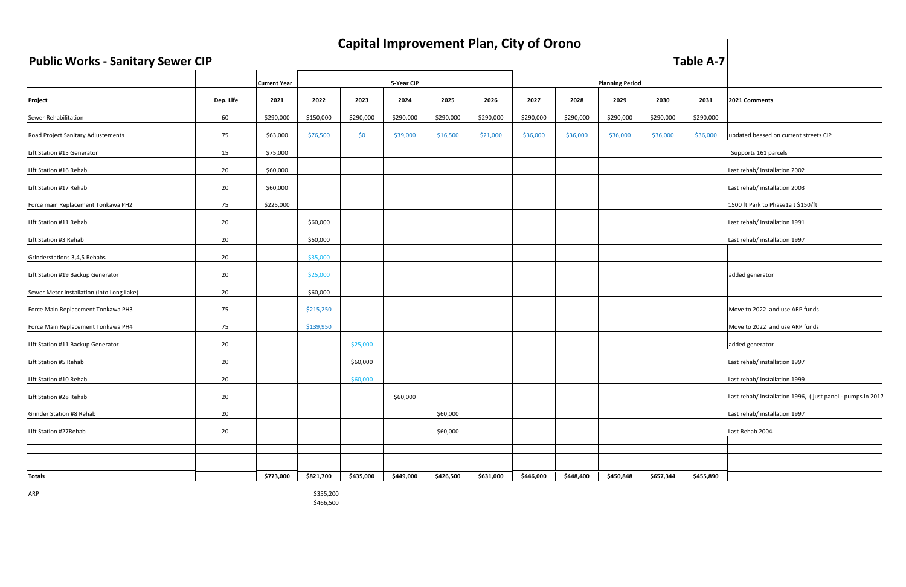# Capital Improvement Plan, City of Orono

## Public Works - Sanitary Sewer CIP

**Table A-7**

| | | Current Year | 5-Year CIP | | | | | Planning Period | | | | | |
|---|---|---|---|---|---|---|---|---|---|---|---|---|---|
| **Project** | **Dep. Life** | **2021** | **2022** | **2023** | **2024** | **2025** | **2026** | **2027** | **2028** | **2029** | **2030** | **2031** | **2021 Comments** |
| Sewer Rehabilitation | 60 | $290,000 | $150,000 | $290,000 | $290,000 | $290,000 | $290,000 | $290,000 | $290,000 | $290,000 | $290,000 | $290,000 | |
| Road Project Sanitary Adjustements | 75 | $63,000 | $76,500 | $0 | $39,000 | $16,500 | $21,000 | $36,000 | $36,000 | $36,000 | $36,000 | $36,000 | updated beased on current streets CIP |
| Lift Station #15 Generator | 15 | $75,000 | | | | | | | | | | | Supports 161 parcels |
| Lift Station #16 Rehab | 20 | $60,000 | | | | | | | | | | | Last rehab/ installation 2002 |
| Lift Station #17 Rehab | 20 | $60,000 | | | | | | | | | | | Last rehab/ installation 2003 |
| Force main Replacement Tonkawa PH2 | 75 | $225,000 | | | | | | | | | | | 1500 ft Park to Phase1a t $150/ft |
| Lift Station #11 Rehab | 20 | | $60,000 | | | | | | | | | | Last rehab/ installation 1991 |
| Lift Station #3 Rehab | 20 | | $60,000 | | | | | | | | | | Last rehab/ installation 1997 |
| Grinderstations 3,4,5 Rehabs | 20 | | $35,000 | | | | | | | | | | |
| Lift Station #19 Backup Generator | 20 | | $25,000 | | | | | | | | | | added generator |
| Sewer Meter installation (into Long Lake) | 20 | | $60,000 | | | | | | | | | | |
| Force Main Replacement Tonkawa PH3 | 75 | | $215,250 | | | | | | | | | | Move to 2022 and use ARP funds |
| Force Main Replacement Tonkawa PH4 | 75 | | $139,950 | | | | | | | | | | Move to 2022 and use ARP funds |
| Lift Station #11 Backup Generator | 20 | | | $25,000 | | | | | | | | | added generator |
| Lift Station #5 Rehab | 20 | | | $60,000 | | | | | | | | | Last rehab/ installation 1997 |
| Lift Station #10 Rehab | 20 | | | $60,000 | | | | | | | | | Last rehab/ installation 1999 |
| Lift Station #28 Rehab | 20 | | | | $60,000 | | | | | | | | Last rehab/ installation 1996, ( just panel - pumps in 2017 |
| Grinder Station #8 Rehab | 20 | | | | | $60,000 | | | | | | | Last rehab/ installation 1997 |
| Lift Station #27Rehab | 20 | | | | | $60,000 | | | | | | | Last Rehab 2004 |
| **Totals** | | **$773,000** | **$821,700** | **$435,000** | **$449,000** | **$426,500** | **$631,000** | **$446,000** | **$448,400** | **$450,848** | **$657,344** | **$455,890** | |

ARP $355,200

$466,500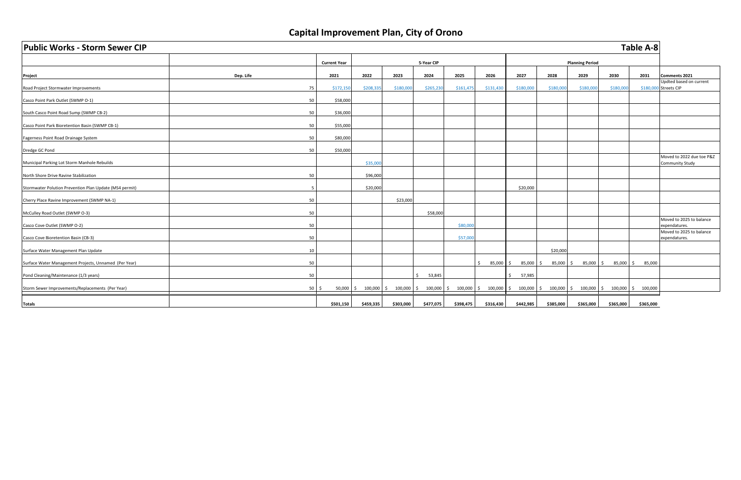# Capital Improvement Plan, City of Orono

## Public Works - Storm Sewer CIP

**Table A-8**

| | | Current Year | 5-Year CIP | | | | | Planning Period | | | | | |
|---|---|---|---|---|---|---|---|---|---|---|---|---|---|
| **Project** | **Dep. Life** | **2021** | **2022** | **2023** | **2024** | **2025** | **2026** | **2027** | **2028** | **2029** | **2030** | **2031** | **Comments 2021** |
| Road Project Stormwater Improvements | 75 | $172,150 | $208,335 | $180,000 | $265,230 | $161,475 | $131,430 | $180,000 | $180,000 | $180,000 | $180,000 | $180,000 | Updted based on current Streets CIP |
| Casco Point Park Outlet (SWMP O-1) | 50 | $58,000 | | | | | | | | | | | |
| South Casco Point Road Sump (SWMP CB-2) | 50 | $36,000 | | | | | | | | | | | |
| Casco Point Park Bioretention Basin (SWMP CB-1) | 50 | $55,000 | | | | | | | | | | | |
| Fagerness Point Road Drainage System | 50 | $80,000 | | | | | | | | | | | |
| Dredge GC Pond | 50 | $50,000 | | | | | | | | | | | |
| Municipal Parking Lot Storm Manhole Rebuilds | | | $35,000 | | | | | | | | | | Moved to 2022 due toe P&Z Community Study |
| North Shore Drive Ravine Stabilization | 50 | | $96,000 | | | | | | | | | | |
| Stormwater Polution Prevention Plan Update (MS4 permit) | 5 | | $20,000 | | | | | $20,000 | | | | | |
| Cherry Place Ravine Improvement (SWMP NA-1) | 50 | | | $23,000 | | | | | | | | | |
| McCulley Road Outlet (SWMP O-3) | 50 | | | | $58,000 | | | | | | | | |
| Casco Cove Outlet (SWMP O-2) | 50 | | | | | $80,000 | | | | | | | Moved to 2025 to balance expendatures. |
| Casco Cove Bioretention Basin (CB-3) | 50 | | | | | $57,000 | | | | | | | Moved to 2025 to balance expendatures. |
| Surface Water Management Plan Update | 10 | | | | | | | | $20,000 | | | | |
| Surface Water Management Projects, Unnamed (Per Year) | 50 | | | | | | $ 85,000 | $ 85,000 | $ 85,000 | $ 85,000 | $ 85,000 | $ 85,000 | |
| Pond Cleaning/Maintenance (1/3 years) | 50 | | | | $ 53,845 | | | $ 57,985 | | | | | |
| Storm Sewer Improvements/Replacements (Per Year) | 50 | $ 50,000 | $ 100,000 | $ 100,000 | $ 100,000 | $ 100,000 | $ 100,000 | $ 100,000 | $ 100,000 | $ 100,000 | $ 100,000 | $ 100,000 | |
| **Totals** | | **$501,150** | **$459,335** | **$303,000** | **$477,075** | **$398,475** | **$316,430** | **$442,985** | **$385,000** | **$365,000** | **$365,000** | **$365,000** | |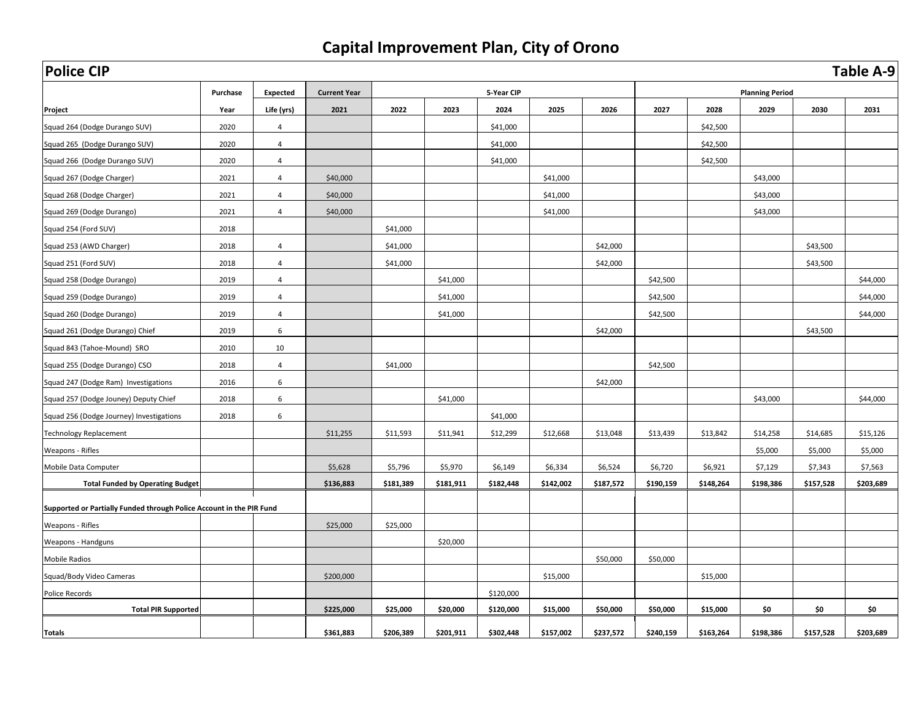# Capital Improvement Plan, City of Orono

## Police CIP — Table A-9

| Project | Purchase Year | Expected Life (yrs) | Current Year 2021 | 5-Year CIP 2022 | 2023 | 2024 | 2025 | 2026 | Planning Period 2027 | 2028 | 2029 | 2030 | 2031 |
|---|---|---|---|---|---|---|---|---|---|---|---|---|---|
| Squad 264 (Dodge Durango SUV) | 2020 | 4 | | | | $41,000 | | | | $42,500 | | | |
| Squad 265 (Dodge Durango SUV) | 2020 | 4 | | | | $41,000 | | | | $42,500 | | | |
| Squad 266 (Dodge Durango SUV) | 2020 | 4 | | | | $41,000 | | | | $42,500 | | | |
| Squad 267 (Dodge Charger) | 2021 | 4 | $40,000 | | | | $41,000 | | | | $43,000 | | |
| Squad 268 (Dodge Charger) | 2021 | 4 | $40,000 | | | | $41,000 | | | | $43,000 | | |
| Squad 269 (Dodge Durango) | 2021 | 4 | $40,000 | | | | $41,000 | | | | $43,000 | | |
| Squad 254 (Ford SUV) | 2018 | | | $41,000 | | | | | | | | | |
| Squad 253 (AWD Charger) | 2018 | 4 | | $41,000 | | | | $42,000 | | | | $43,500 | |
| Squad 251 (Ford SUV) | 2018 | 4 | | $41,000 | | | | $42,000 | | | | $43,500 | |
| Squad 258 (Dodge Durango) | 2019 | 4 | | | $41,000 | | | | $42,500 | | | | $44,000 |
| Squad 259 (Dodge Durango) | 2019 | 4 | | | $41,000 | | | | $42,500 | | | | $44,000 |
| Squad 260 (Dodge Durango) | 2019 | 4 | | | $41,000 | | | | $42,500 | | | | $44,000 |
| Squad 261 (Dodge Durango) Chief | 2019 | 6 | | | | | | $42,000 | | | | $43,500 | |
| Squad 843 (Tahoe-Mound) SRO | 2010 | 10 | | | | | | | | | | | |
| Squad 255 (Dodge Durango) CSO | 2018 | 4 | | $41,000 | | | | | $42,500 | | | | |
| Squad 247 (Dodge Ram) Investigations | 2016 | 6 | | | | | | $42,000 | | | | | |
| Squad 257 (Dodge Jouney) Deputy Chief | 2018 | 6 | | | $41,000 | | | | | | $43,000 | | $44,000 |
| Squad 256 (Dodge Journey) Investigations | 2018 | 6 | | | | $41,000 | | | | | | | |
| Technology Replacement | | | $11,255 | $11,593 | $11,941 | $12,299 | $12,668 | $13,048 | $13,439 | $13,842 | $14,258 | $14,685 | $15,126 |
| Weapons - Rifles | | | | | | | | | | | $5,000 | $5,000 | $5,000 |
| Mobile Data Computer | | | $5,628 | $5,796 | $5,970 | $6,149 | $6,334 | $6,524 | $6,720 | $6,921 | $7,129 | $7,343 | $7,563 |
| **Total Funded by Operating Budget** | | | **$136,883** | **$181,389** | **$181,911** | **$182,448** | **$142,002** | **$187,572** | **$190,159** | **$148,264** | **$198,386** | **$157,528** | **$203,689** |
| **Supported or Partially Funded through Police Account in the PIR Fund** | | | | | | | | | | | | | |
| Weapons - Rifles | | | $25,000 | $25,000 | | | | | | | | | |
| Weapons - Handguns | | | | | $20,000 | | | | | | | | |
| Mobile Radios | | | | | | | | $50,000 | $50,000 | | | | |
| Squad/Body Video Cameras | | | $200,000 | | | | $15,000 | | | $15,000 | | | |
| Police Records | | | | | | $120,000 | | | | | | | |
| **Total PIR Supported** | | | **$225,000** | **$25,000** | **$20,000** | **$120,000** | **$15,000** | **$50,000** | **$50,000** | **$15,000** | **$0** | **$0** | **$0** |
| **Totals** | | | **$361,883** | **$206,389** | **$201,911** | **$302,448** | **$157,002** | **$237,572** | **$240,159** | **$163,264** | **$198,386** | **$157,528** | **$203,689** |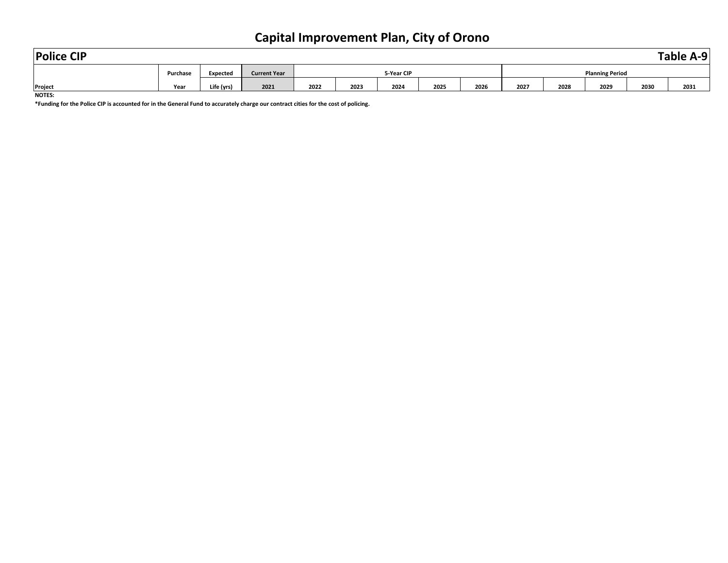# Capital Improvement Plan, City of Orono

| Police CIP | | | | | | | | | | | | | Table A-9 |
|---|---|---|---|---|---|---|---|---|---|---|---|---|---|
| | Purchase | Expected | Current Year | 5-Year CIP | | | | | Planning Period | | | | |
| Project | Year | Life (yrs) | 2021 | 2022 | 2023 | 2024 | 2025 | 2026 | 2027 | 2028 | 2029 | 2030 | 2031 |

**NOTES:**

***Funding for the Police CIP is accounted for in the General Fund to accurately charge our contract cities for the cost of policing.**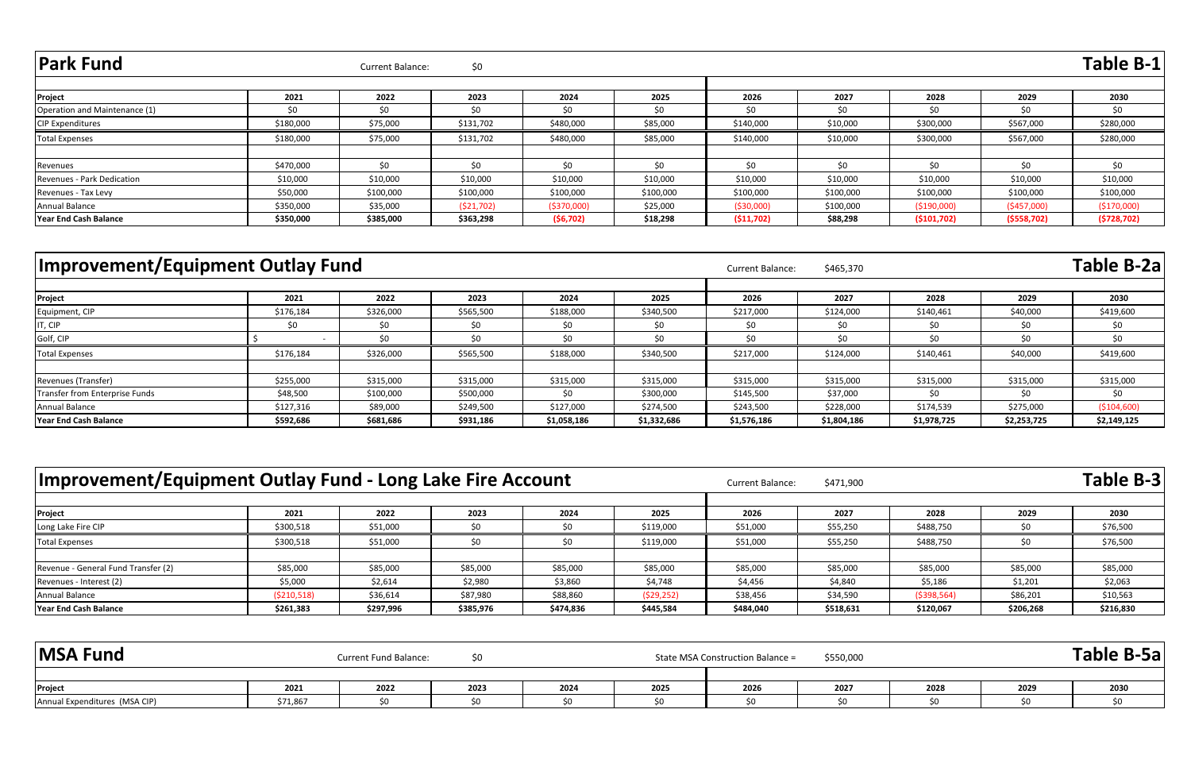## Park Fund

Current Balance: $0

**Table B-1**

| Project | 2021 | 2022 | 2023 | 2024 | 2025 | 2026 | 2027 | 2028 | 2029 | 2030 |
|---|---|---|---|---|---|---|---|---|---|---|
| Operation and Maintenance (1) | $0 | $0 | $0 | $0 | $0 | $0 | $0 | $0 | $0 | $0 |
| CIP Expenditures | $180,000 | $75,000 | $131,702 | $480,000 | $85,000 | $140,000 | $10,000 | $300,000 | $567,000 | $280,000 |
| Total Expenses | $180,000 | $75,000 | $131,702 | $480,000 | $85,000 | $140,000 | $10,000 | $300,000 | $567,000 | $280,000 |
| | | | | | | | | | | |
| Revenues | $470,000 | $0 | $0 | $0 | $0 | $0 | $0 | $0 | $0 | $0 |
| Revenues - Park Dedication | $10,000 | $10,000 | $10,000 | $10,000 | $10,000 | $10,000 | $10,000 | $10,000 | $10,000 | $10,000 |
| Revenues - Tax Levy | $50,000 | $100,000 | $100,000 | $100,000 | $100,000 | $100,000 | $100,000 | $100,000 | $100,000 | $100,000 |
| Annual Balance | $350,000 | $35,000 | ($21,702) | ($370,000) | $25,000 | ($30,000) | $100,000 | ($190,000) | ($457,000) | ($170,000) |
| **Year End Cash Balance** | **$350,000** | **$385,000** | **$363,298** | **($6,702)** | **$18,298** | **($11,702)** | **$88,298** | **($101,702)** | **($558,702)** | **($728,702)** |

## Improvement/Equipment Outlay Fund

Current Balance: $465,370

**Table B-2a**

| Project | 2021 | 2022 | 2023 | 2024 | 2025 | 2026 | 2027 | 2028 | 2029 | 2030 |
|---|---|---|---|---|---|---|---|---|---|---|
| Equipment, CIP | $176,184 | $326,000 | $565,500 | $188,000 | $340,500 | $217,000 | $124,000 | $140,461 | $40,000 | $419,600 |
| IT, CIP | $0 | $0 | $0 | $0 | $0 | $0 | $0 | $0 | $0 | $0 |
| Golf, CIP | $ - | $0 | $0 | $0 | $0 | $0 | $0 | $0 | $0 | $0 |
| Total Expenses | $176,184 | $326,000 | $565,500 | $188,000 | $340,500 | $217,000 | $124,000 | $140,461 | $40,000 | $419,600 |
| | | | | | | | | | | |
| Revenues (Transfer) | $255,000 | $315,000 | $315,000 | $315,000 | $315,000 | $315,000 | $315,000 | $315,000 | $315,000 | $315,000 |
| Transfer from Enterprise Funds | $48,500 | $100,000 | $500,000 | $0 | $300,000 | $145,500 | $37,000 | $0 | $0 | $0 |
| Annual Balance | $127,316 | $89,000 | $249,500 | $127,000 | $274,500 | $243,500 | $228,000 | $174,539 | $275,000 | ($104,600) |
| **Year End Cash Balance** | **$592,686** | **$681,686** | **$931,186** | **$1,058,186** | **$1,332,686** | **$1,576,186** | **$1,804,186** | **$1,978,725** | **$2,253,725** | **$2,149,125** |

## Improvement/Equipment Outlay Fund - Long Lake Fire Account

Current Balance: $471,900

**Table B-3**

| Project | 2021 | 2022 | 2023 | 2024 | 2025 | 2026 | 2027 | 2028 | 2029 | 2030 |
|---|---|---|---|---|---|---|---|---|---|---|
| Long Lake Fire CIP | $300,518 | $51,000 | $0 | $0 | $119,000 | $51,000 | $55,250 | $488,750 | $0 | $76,500 |
| Total Expenses | $300,518 | $51,000 | $0 | $0 | $119,000 | $51,000 | $55,250 | $488,750 | $0 | $76,500 |
| | | | | | | | | | | |
| Revenue - General Fund Transfer (2) | $85,000 | $85,000 | $85,000 | $85,000 | $85,000 | $85,000 | $85,000 | $85,000 | $85,000 | $85,000 |
| Revenues - Interest (2) | $5,000 | $2,614 | $2,980 | $3,860 | $4,748 | $4,456 | $4,840 | $5,186 | $1,201 | $2,063 |
| Annual Balance | ($210,518) | $36,614 | $87,980 | $88,860 | ($29,252) | $38,456 | $34,590 | ($398,564) | $86,201 | $10,563 |
| **Year End Cash Balance** | **$261,383** | **$297,996** | **$385,976** | **$474,836** | **$445,584** | **$484,040** | **$518,631** | **$120,067** | **$206,268** | **$216,830** |

## MSA Fund

Current Fund Balance: $0

State MSA Construction Balance = $550,000

**Table B-5a**

| Project | 2021 | 2022 | 2023 | 2024 | 2025 | 2026 | 2027 | 2028 | 2029 | 2030 |
|---|---|---|---|---|---|---|---|---|---|---|
| Annual Expenditures (MSA CIP) | $71,867 | $0 | $0 | $0 | $0 | $0 | $0 | $0 | $0 | $0 |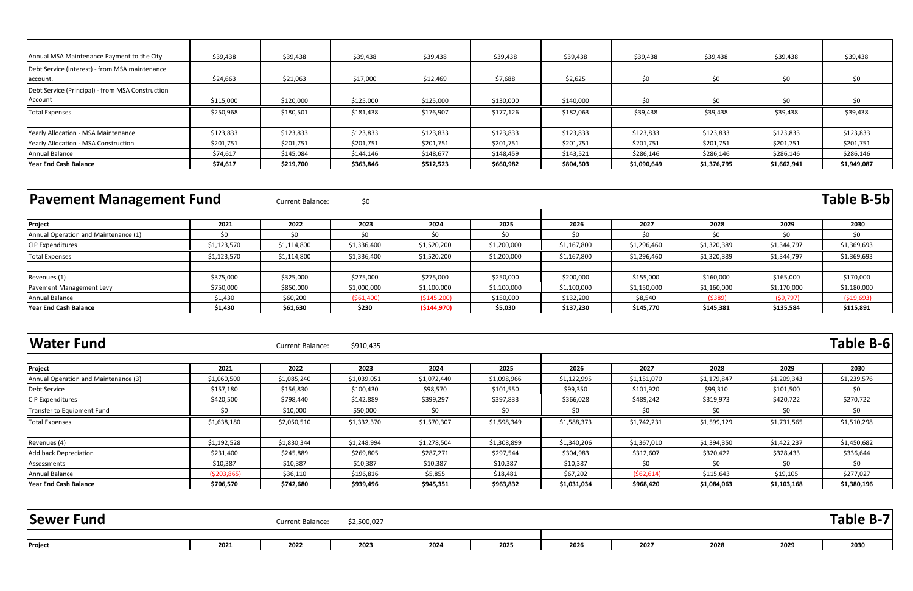| | | | | | | | | | | |
|---|---|---|---|---|---|---|---|---|---|---|
| Annual MSA Maintenance Payment to the City | $39,438 | $39,438 | $39,438 | $39,438 | $39,438 | $39,438 | $39,438 | $39,438 | $39,438 | $39,438 |
| Debt Service (interest) - from MSA maintenance account. | $24,663 | $21,063 | $17,000 | $12,469 | $7,688 | $2,625 | $0 | $0 | $0 | $0 |
| Debt Service (Principal) - from MSA Construction Account | $115,000 | $120,000 | $125,000 | $125,000 | $130,000 | $140,000 | $0 | $0 | $0 | $0 |
| Total Expenses | $250,968 | $180,501 | $181,438 | $176,907 | $177,126 | $182,063 | $39,438 | $39,438 | $39,438 | $39,438 |
| | | | | | | | | | | |
| Yearly Allocation - MSA Maintenance | $123,833 | $123,833 | $123,833 | $123,833 | $123,833 | $123,833 | $123,833 | $123,833 | $123,833 | $123,833 |
| Yearly Allocation - MSA Construction | $201,751 | $201,751 | $201,751 | $201,751 | $201,751 | $201,751 | $201,751 | $201,751 | $201,751 | $201,751 |
| Annual Balance | $74,617 | $145,084 | $144,146 | $148,677 | $148,459 | $143,521 | $286,146 | $286,146 | $286,146 | $286,146 |
| **Year End Cash Balance** | **$74,617** | **$219,700** | **$363,846** | **$512,523** | **$660,982** | **$804,503** | **$1,090,649** | **$1,376,795** | **$1,662,941** | **$1,949,087** |

## Pavement Management Fund

Current Balance: $0

**Table B-5b**

| Project | 2021 | 2022 | 2023 | 2024 | 2025 | 2026 | 2027 | 2028 | 2029 | 2030 |
|---|---|---|---|---|---|---|---|---|---|---|
| Annual Operation and Maintenance (1) | $0 | $0 | $0 | $0 | $0 | $0 | $0 | $0 | $0 | $0 |
| CIP Expenditures | $1,123,570 | $1,114,800 | $1,336,400 | $1,520,200 | $1,200,000 | $1,167,800 | $1,296,460 | $1,320,389 | $1,344,797 | $1,369,693 |
| Total Expenses | $1,123,570 | $1,114,800 | $1,336,400 | $1,520,200 | $1,200,000 | $1,167,800 | $1,296,460 | $1,320,389 | $1,344,797 | $1,369,693 |
| | | | | | | | | | | |
| Revenues (1) | $375,000 | $325,000 | $275,000 | $275,000 | $250,000 | $200,000 | $155,000 | $160,000 | $165,000 | $170,000 |
| Pavement Management Levy | $750,000 | $850,000 | $1,000,000 | $1,100,000 | $1,100,000 | $1,100,000 | $1,150,000 | $1,160,000 | $1,170,000 | $1,180,000 |
| Annual Balance | $1,430 | $60,200 | ($61,400) | ($145,200) | $150,000 | $132,200 | $8,540 | ($389) | ($9,797) | ($19,693) |
| **Year End Cash Balance** | **$1,430** | **$61,630** | **$230** | **($144,970)** | **$5,030** | **$137,230** | **$145,770** | **$145,381** | **$135,584** | **$115,891** |

## Water Fund

Current Balance: $910,435

**Table B-6**

| Project | 2021 | 2022 | 2023 | 2024 | 2025 | 2026 | 2027 | 2028 | 2029 | 2030 |
|---|---|---|---|---|---|---|---|---|---|---|
| Annual Operation and Maintenance (3) | $1,060,500 | $1,085,240 | $1,039,051 | $1,072,440 | $1,098,966 | $1,122,995 | $1,151,070 | $1,179,847 | $1,209,343 | $1,239,576 |
| Debt Service | $157,180 | $156,830 | $100,430 | $98,570 | $101,550 | $99,350 | $101,920 | $99,310 | $101,500 | $0 |
| CIP Expenditures | $420,500 | $798,440 | $142,889 | $399,297 | $397,833 | $366,028 | $489,242 | $319,973 | $420,722 | $270,722 |
| Transfer to Equipment Fund | $0 | $10,000 | $50,000 | $0 | $0 | $0 | $0 | $0 | $0 | $0 |
| Total Expenses | $1,638,180 | $2,050,510 | $1,332,370 | $1,570,307 | $1,598,349 | $1,588,373 | $1,742,231 | $1,599,129 | $1,731,565 | $1,510,298 |
| | | | | | | | | | | |
| Revenues (4) | $1,192,528 | $1,830,344 | $1,248,994 | $1,278,504 | $1,308,899 | $1,340,206 | $1,367,010 | $1,394,350 | $1,422,237 | $1,450,682 |
| Add back Depreciation | $231,400 | $245,889 | $269,805 | $287,271 | $297,544 | $304,983 | $312,607 | $320,422 | $328,433 | $336,644 |
| Assessments | $10,387 | $10,387 | $10,387 | $10,387 | $10,387 | $10,387 | $0 | $0 | $0 | $0 |
| Annual Balance | ($203,865) | $36,110 | $196,816 | $5,855 | $18,481 | $67,202 | ($62,614) | $115,643 | $19,105 | $277,027 |
| **Year End Cash Balance** | **$706,570** | **$742,680** | **$939,496** | **$945,351** | **$963,832** | **$1,031,034** | **$968,420** | **$1,084,063** | **$1,103,168** | **$1,380,196** |

## Sewer Fund

Current Balance: $2,500,027

**Table B-7**

| Project | 2021 | 2022 | 2023 | 2024 | 2025 | 2026 | 2027 | 2028 | 2029 | 2030 |
|---|---|---|---|---|---|---|---|---|---|---|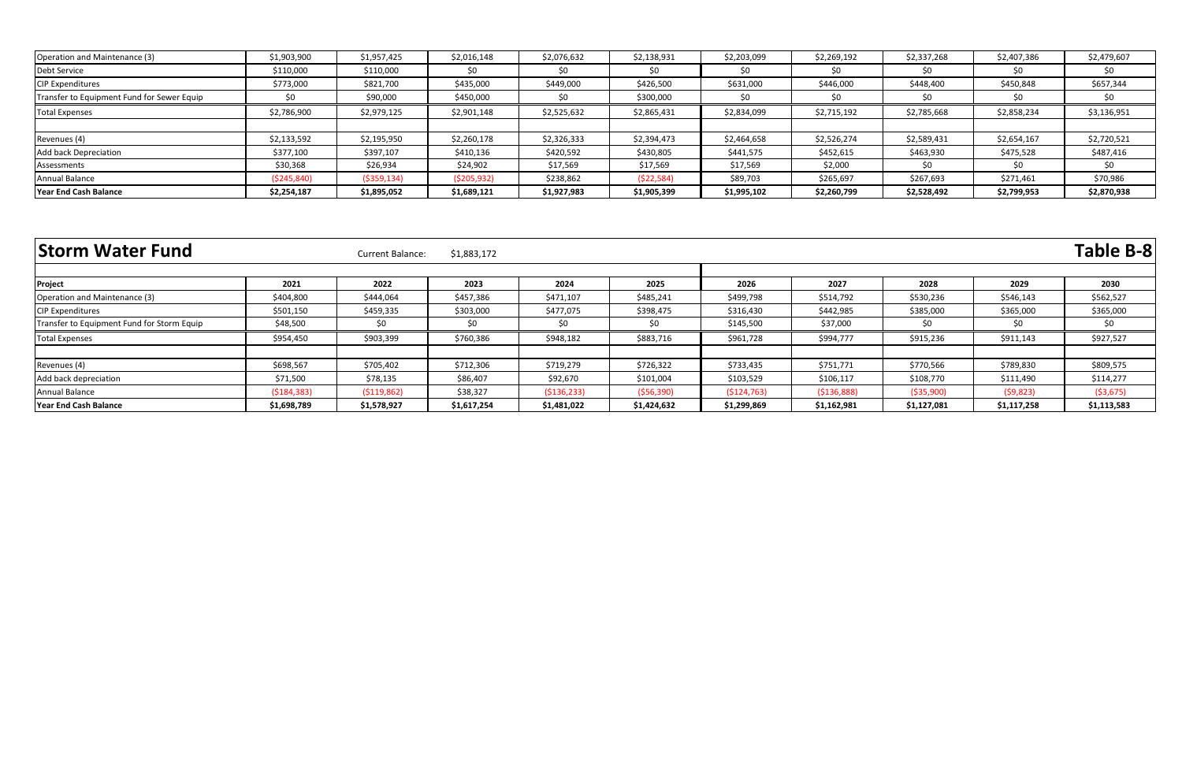| | | | | | | | | | | |
|---|---|---|---|---|---|---|---|---|---|---|
| Operation and Maintenance (3) | $1,903,900 | $1,957,425 | $2,016,148 | $2,076,632 | $2,138,931 | $2,203,099 | $2,269,192 | $2,337,268 | $2,407,386 | $2,479,607 |
| Debt Service | $110,000 | $110,000 | $0 | $0 | $0 | $0 | $0 | $0 | $0 | $0 |
| CIP Expenditures | $773,000 | $821,700 | $435,000 | $449,000 | $426,500 | $631,000 | $446,000 | $448,400 | $450,848 | $657,344 |
| Transfer to Equipment Fund for Sewer Equip | $0 | $90,000 | $450,000 | $0 | $300,000 | $0 | $0 | $0 | $0 | $0 |
| Total Expenses | $2,786,900 | $2,979,125 | $2,901,148 | $2,525,632 | $2,865,431 | $2,834,099 | $2,715,192 | $2,785,668 | $2,858,234 | $3,136,951 |
| | | | | | | | | | | |
| Revenues (4) | $2,133,592 | $2,195,950 | $2,260,178 | $2,326,333 | $2,394,473 | $2,464,658 | $2,526,274 | $2,589,431 | $2,654,167 | $2,720,521 |
| Add back Depreciation | $377,100 | $397,107 | $410,136 | $420,592 | $430,805 | $441,575 | $452,615 | $463,930 | $475,528 | $487,416 |
| Assessments | $30,368 | $26,934 | $24,902 | $17,569 | $17,569 | $17,569 | $2,000 | $0 | $0 | $0 |
| Annual Balance | ($245,840) | ($359,134) | ($205,932) | $238,862 | ($22,584) | $89,703 | $265,697 | $267,693 | $271,461 | $70,986 |
| **Year End Cash Balance** | **$2,254,187** | **$1,895,052** | **$1,689,121** | **$1,927,983** | **$1,905,399** | **$1,995,102** | **$2,260,799** | **$2,528,492** | **$2,799,953** | **$2,870,938** |

## Storm Water Fund

Current Balance: $1,883,172

**Table B-8**

| **Project** | **2021** | **2022** | **2023** | **2024** | **2025** | **2026** | **2027** | **2028** | **2029** | **2030** |
|---|---|---|---|---|---|---|---|---|---|---|
| Operation and Maintenance (3) | $404,800 | $444,064 | $457,386 | $471,107 | $485,241 | $499,798 | $514,792 | $530,236 | $546,143 | $562,527 |
| CIP Expenditures | $501,150 | $459,335 | $303,000 | $477,075 | $398,475 | $316,430 | $442,985 | $385,000 | $365,000 | $365,000 |
| Transfer to Equipment Fund for Storm Equip | $48,500 | $0 | $0 | $0 | $0 | $145,500 | $37,000 | $0 | $0 | $0 |
| Total Expenses | $954,450 | $903,399 | $760,386 | $948,182 | $883,716 | $961,728 | $994,777 | $915,236 | $911,143 | $927,527 |
| | | | | | | | | | | |
| Revenues (4) | $698,567 | $705,402 | $712,306 | $719,279 | $726,322 | $733,435 | $751,771 | $770,566 | $789,830 | $809,575 |
| Add back depreciation | $71,500 | $78,135 | $86,407 | $92,670 | $101,004 | $103,529 | $106,117 | $108,770 | $111,490 | $114,277 |
| Annual Balance | ($184,383) | ($119,862) | $38,327 | ($136,233) | ($56,390) | ($124,763) | ($136,888) | ($35,900) | ($9,823) | ($3,675) |
| **Year End Cash Balance** | **$1,698,789** | **$1,578,927** | **$1,617,254** | **$1,481,022** | **$1,424,632** | **$1,299,869** | **$1,162,981** | **$1,127,081** | **$1,117,258** | **$1,113,583** |